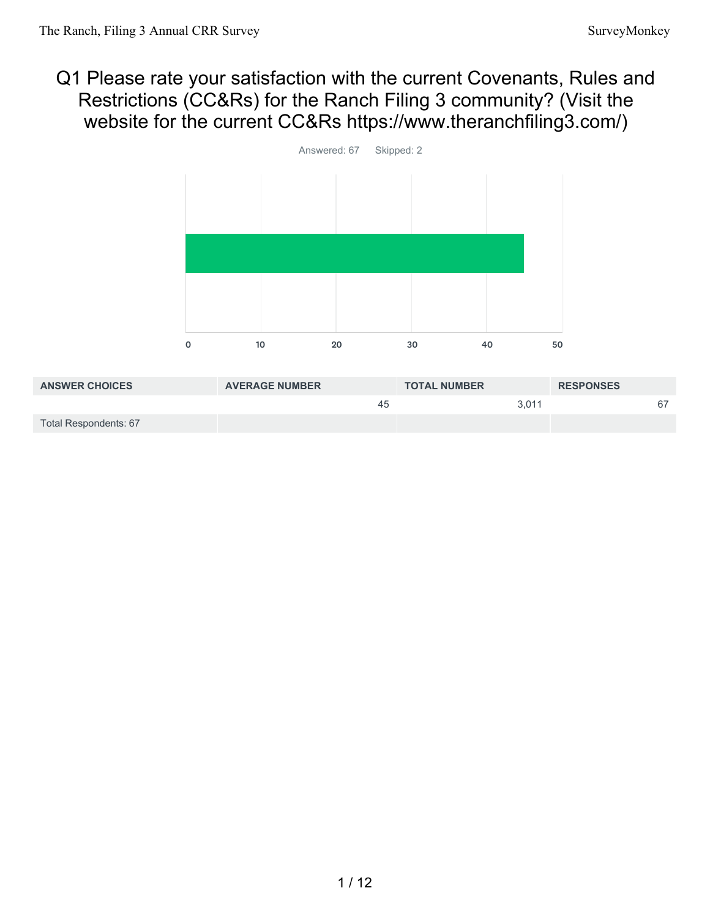# Q1 Please rate your satisfaction with the current Covenants, Rules and Restrictions (CC&Rs) for the Ranch Filing 3 community? (Visit the website for the current CC&Rs https://www.theranchfiling3.com/)

Answered: 67 Skipped: 2

| ANSWER CHOICES | AVERAGE NUMBER | TOTAL NUMBER | RESPONSES |
|---|---|---|---|
| | 45 | 3,011 | 67 |
| Total Respondents: 67 | | | |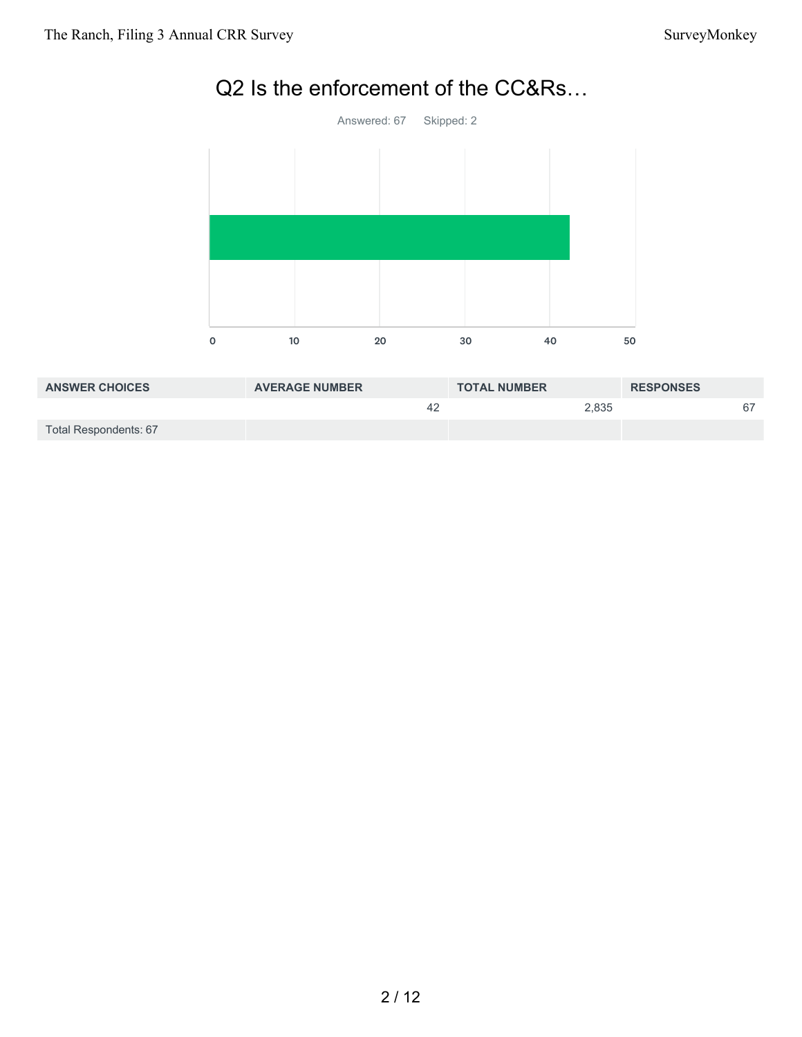# Q2 Is the enforcement of the CC&Rs…

Answered: 67 Skipped: 2

| ANSWER CHOICES | AVERAGE NUMBER | TOTAL NUMBER | RESPONSES |
| --- | --- | --- | --- |
| | 42 | 2,835 | 67 |
| Total Respondents: 67 | | | |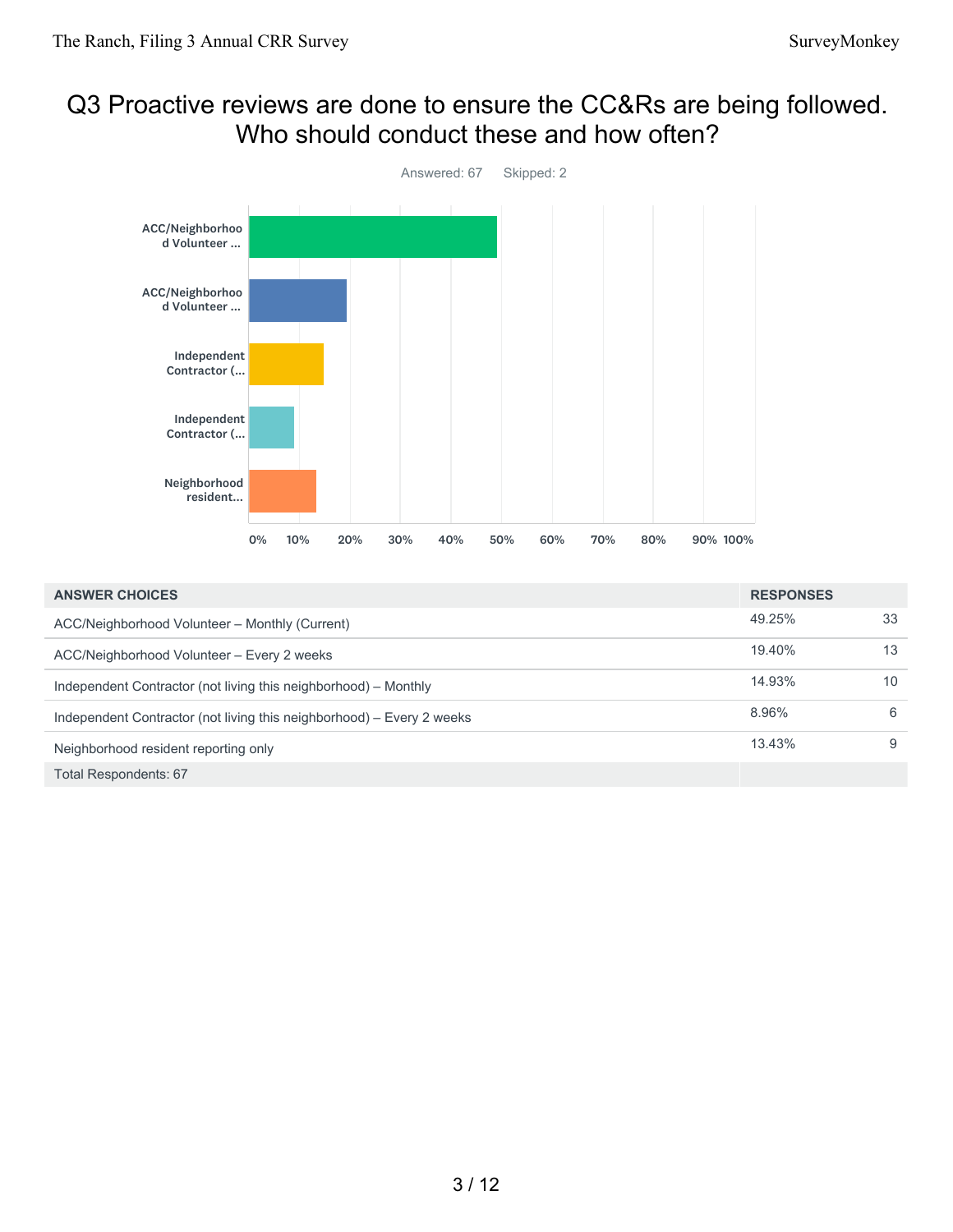## Q3 Proactive reviews are done to ensure the CC&Rs are being followed. Who should conduct these and how often?

Answered: 67 Skipped: 2

| ANSWER CHOICES | RESPONSES | |
|---|---|---|
| ACC/Neighborhood Volunteer – Monthly (Current) | 49.25% | 33 |
| ACC/Neighborhood Volunteer – Every 2 weeks | 19.40% | 13 |
| Independent Contractor (not living this neighborhood) – Monthly | 14.93% | 10 |
| Independent Contractor (not living this neighborhood) – Every 2 weeks | 8.96% | 6 |
| Neighborhood resident reporting only | 13.43% | 9 |
| Total Respondents: 67 | | |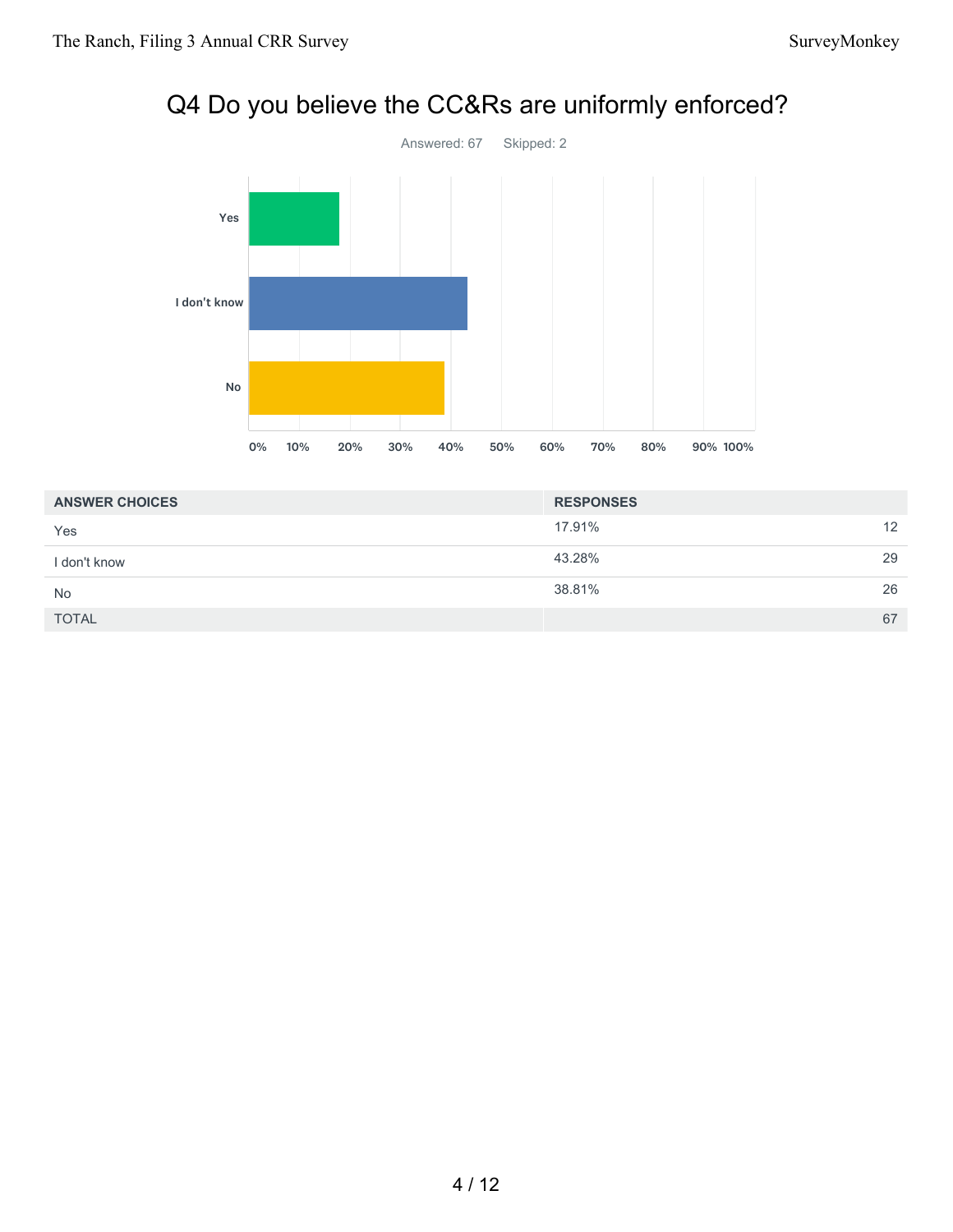# Q4 Do you believe the CC&Rs are uniformly enforced?

Answered: 67 Skipped: 2

| ANSWER CHOICES | RESPONSES | |
|---|---|---|
| Yes | 17.91% | 12 |
| I don't know | 43.28% | 29 |
| No | 38.81% | 26 |
| TOTAL | | 67 |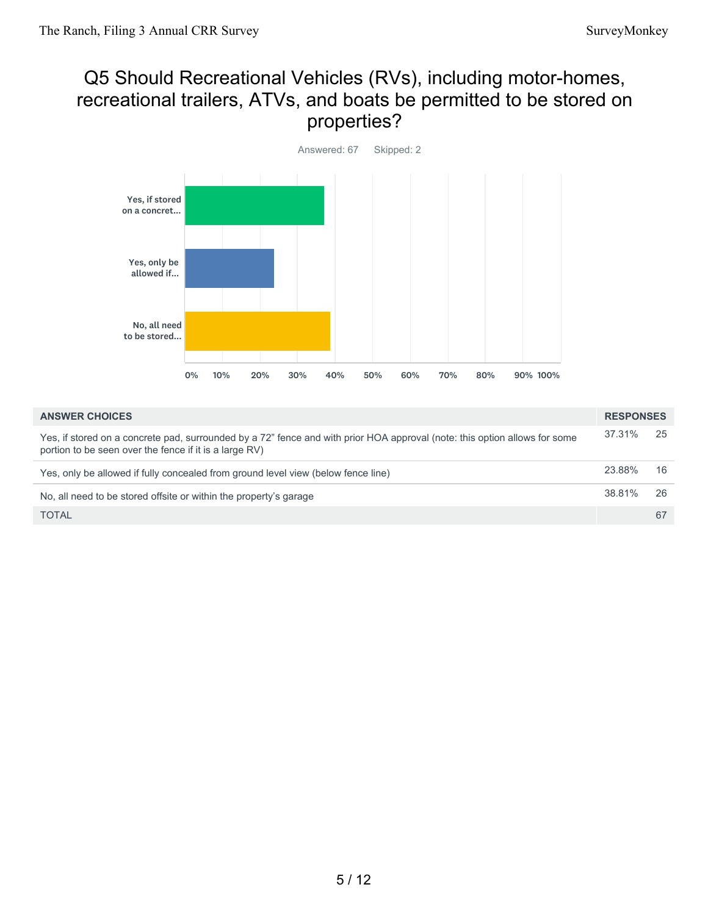## Q5 Should Recreational Vehicles (RVs), including motor-homes, recreational trailers, ATVs, and boats be permitted to be stored on properties?

Answered: 67 Skipped: 2

| ANSWER CHOICES | RESPONSES | |
|---|---|---|
| Yes, if stored on a concrete pad, surrounded by a 72" fence and with prior HOA approval (note: this option allows for some portion to be seen over the fence if it is a large RV) | 37.31% | 25 |
| Yes, only be allowed if fully concealed from ground level view (below fence line) | 23.88% | 16 |
| No, all need to be stored offsite or within the property's garage | 38.81% | 26 |
| TOTAL | | 67 |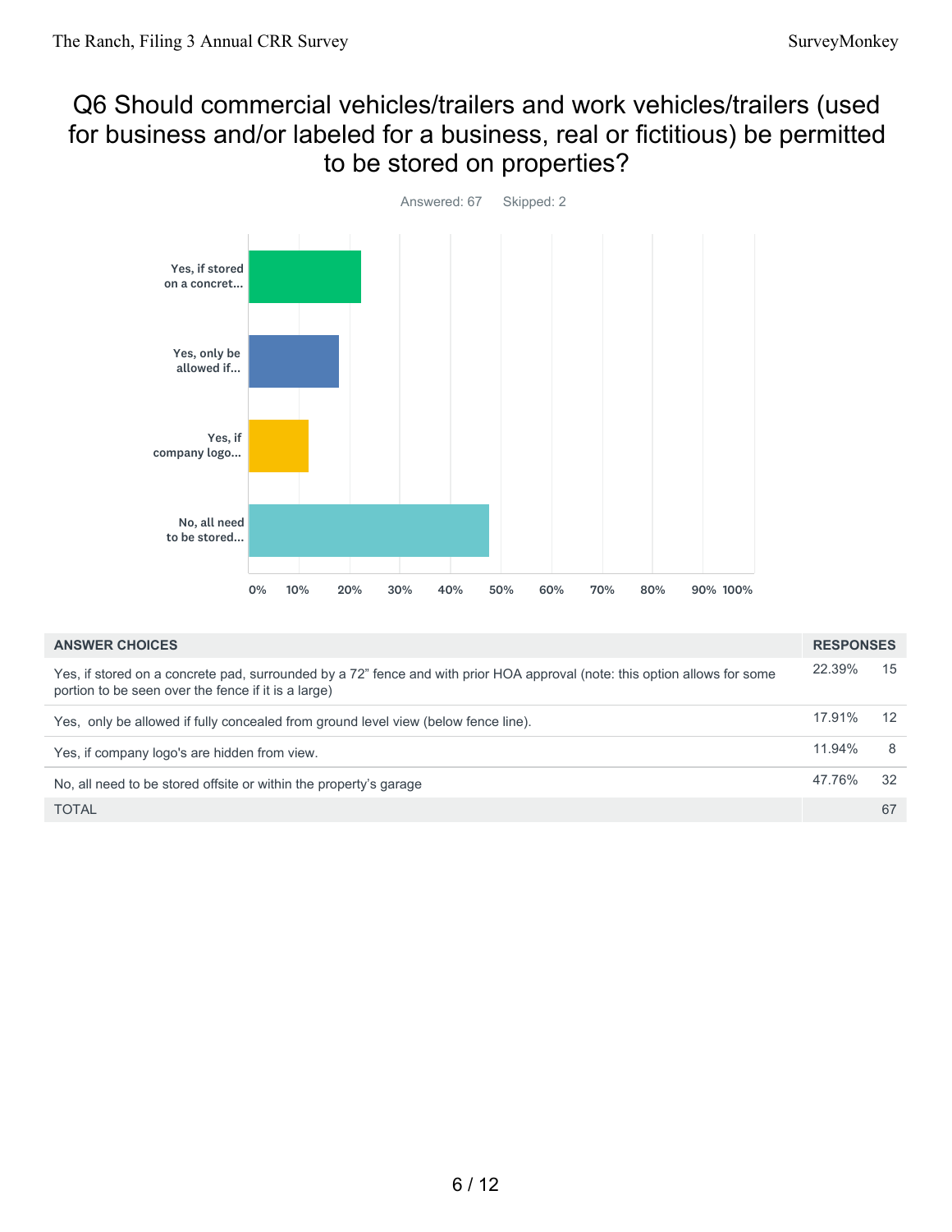# Q6 Should commercial vehicles/trailers and work vehicles/trailers (used for business and/or labeled for a business, real or fictitious) be permitted to be stored on properties?

Answered: 67 Skipped: 2

| ANSWER CHOICES | RESPONSES | |
|---|---|---|
| Yes, if stored on a concrete pad, surrounded by a 72" fence and with prior HOA approval (note: this option allows for some portion to be seen over the fence if it is a large) | 22.39% | 15 |
| Yes, only be allowed if fully concealed from ground level view (below fence line). | 17.91% | 12 |
| Yes, if company logo's are hidden from view. | 11.94% | 8 |
| No, all need to be stored offsite or within the property's garage | 47.76% | 32 |
| TOTAL | | 67 |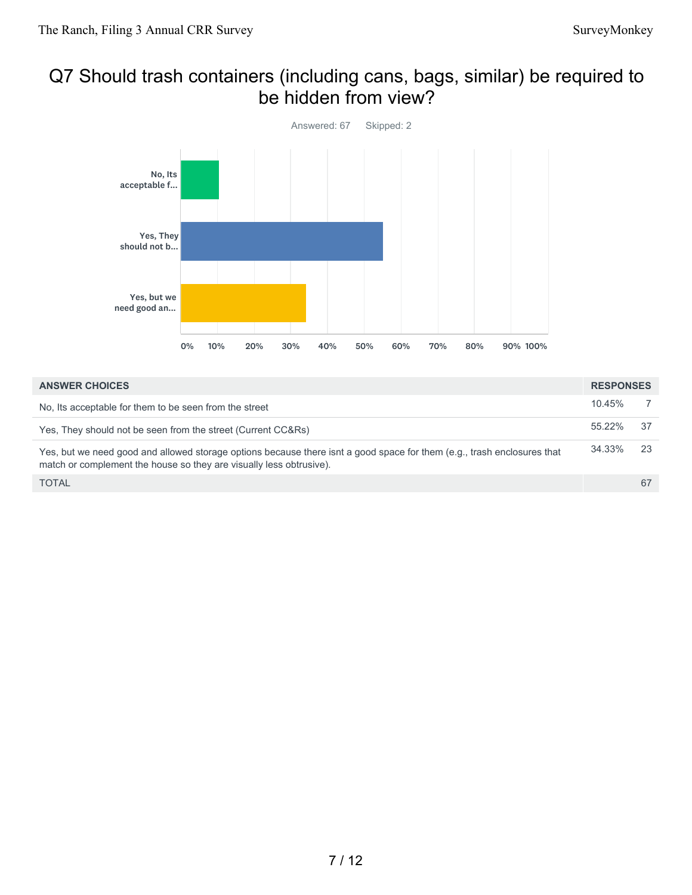# Q7 Should trash containers (including cans, bags, similar) be required to be hidden from view?

Answered: 67    Skipped: 2

| ANSWER CHOICES | RESPONSES | |
|---|---|---|
| No, Its acceptable for them to be seen from the street | 10.45% | 7 |
| Yes, They should not be seen from the street (Current CC&Rs) | 55.22% | 37 |
| Yes, but we need good and allowed storage options because there isnt a good space for them (e.g., trash enclosures that match or complement the house so they are visually less obtrusive). | 34.33% | 23 |
| TOTAL | | 67 |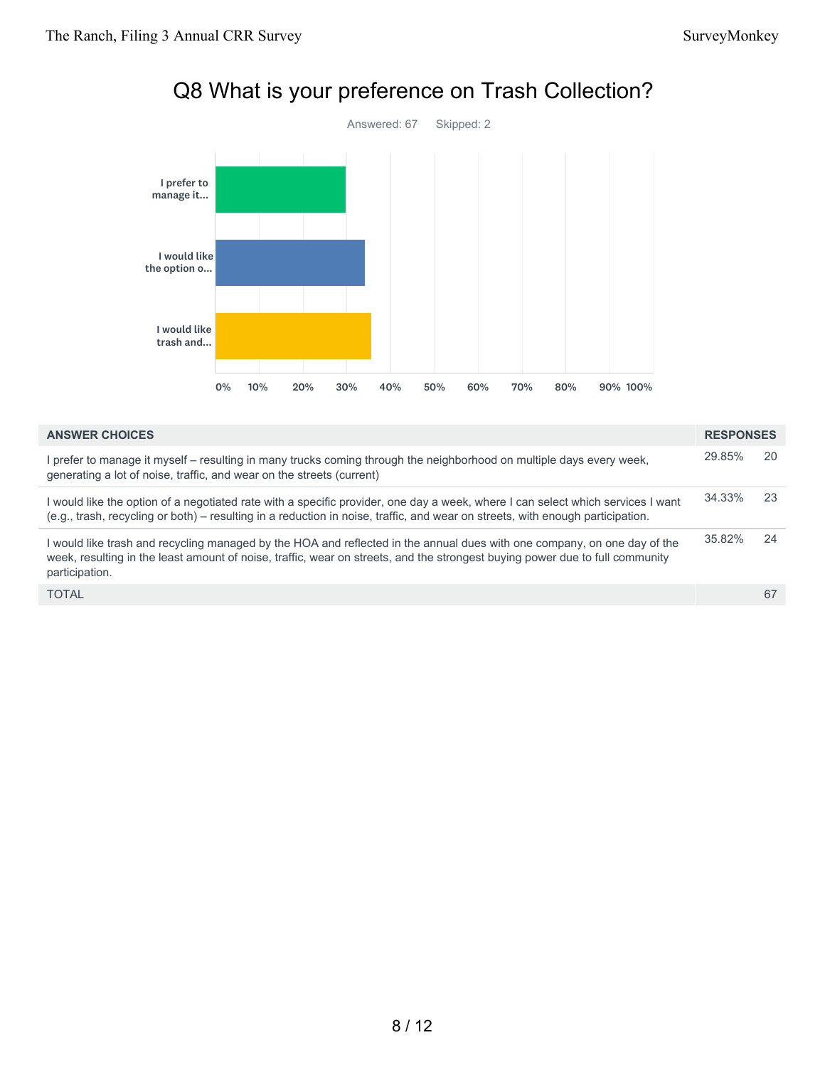# Q8 What is your preference on Trash Collection?

Answered: 67 Skipped: 2

| ANSWER CHOICES | RESPONSES | |
|---|---|---|
| I prefer to manage it myself – resulting in many trucks coming through the neighborhood on multiple days every week, generating a lot of noise, traffic, and wear on the streets (current) | 29.85% | 20 |
| I would like the option of a negotiated rate with a specific provider, one day a week, where I can select which services I want (e.g., trash, recycling or both) – resulting in a reduction in noise, traffic, and wear on streets, with enough participation. | 34.33% | 23 |
| I would like trash and recycling managed by the HOA and reflected in the annual dues with one company, on one day of the week, resulting in the least amount of noise, traffic, wear on streets, and the strongest buying power due to full community participation. | 35.82% | 24 |
| TOTAL | | 67 |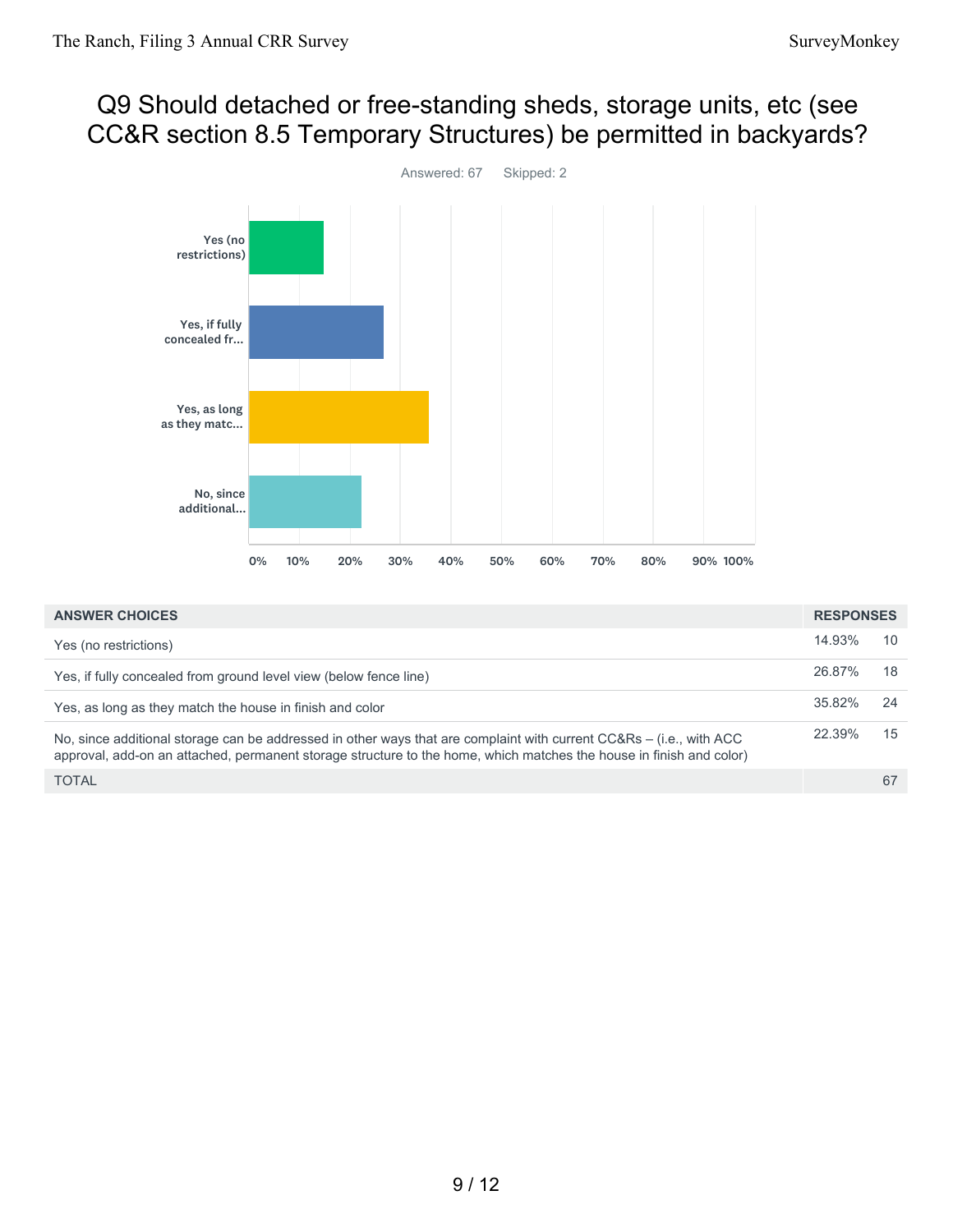# Q9 Should detached or free-standing sheds, storage units, etc (see CC&R section 8.5 Temporary Structures) be permitted in backyards?

Answered: 67 Skipped: 2

| ANSWER CHOICES | RESPONSES | |
|---|---|---|
| Yes (no restrictions) | 14.93% | 10 |
| Yes, if fully concealed from ground level view (below fence line) | 26.87% | 18 |
| Yes, as long as they match the house in finish and color | 35.82% | 24 |
| No, since additional storage can be addressed in other ways that are complaint with current CC&Rs – (i.e., with ACC approval, add-on an attached, permanent storage structure to the home, which matches the house in finish and color) | 22.39% | 15 |
| TOTAL | | 67 |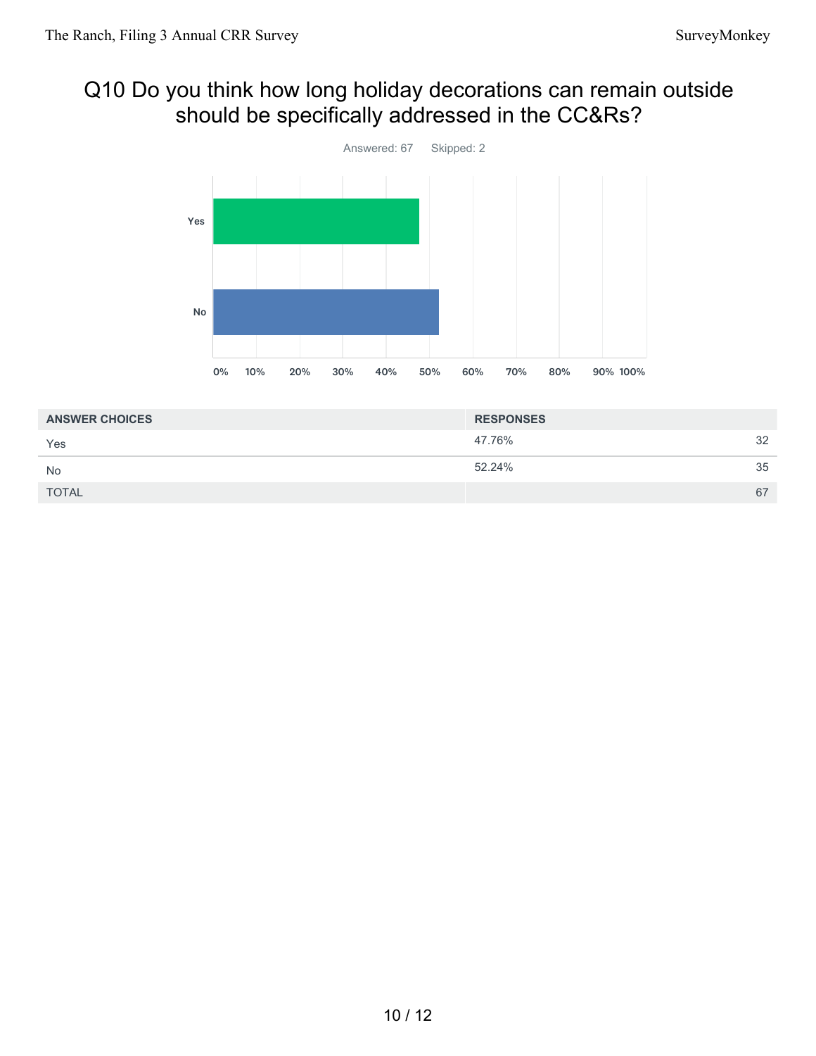## Q10 Do you think how long holiday decorations can remain outside should be specifically addressed in the CC&Rs?

Answered: 67    Skipped: 2

| ANSWER CHOICES | RESPONSES | |
|---|---|---|
| Yes | 47.76% | 32 |
| No | 52.24% | 35 |
| TOTAL | | 67 |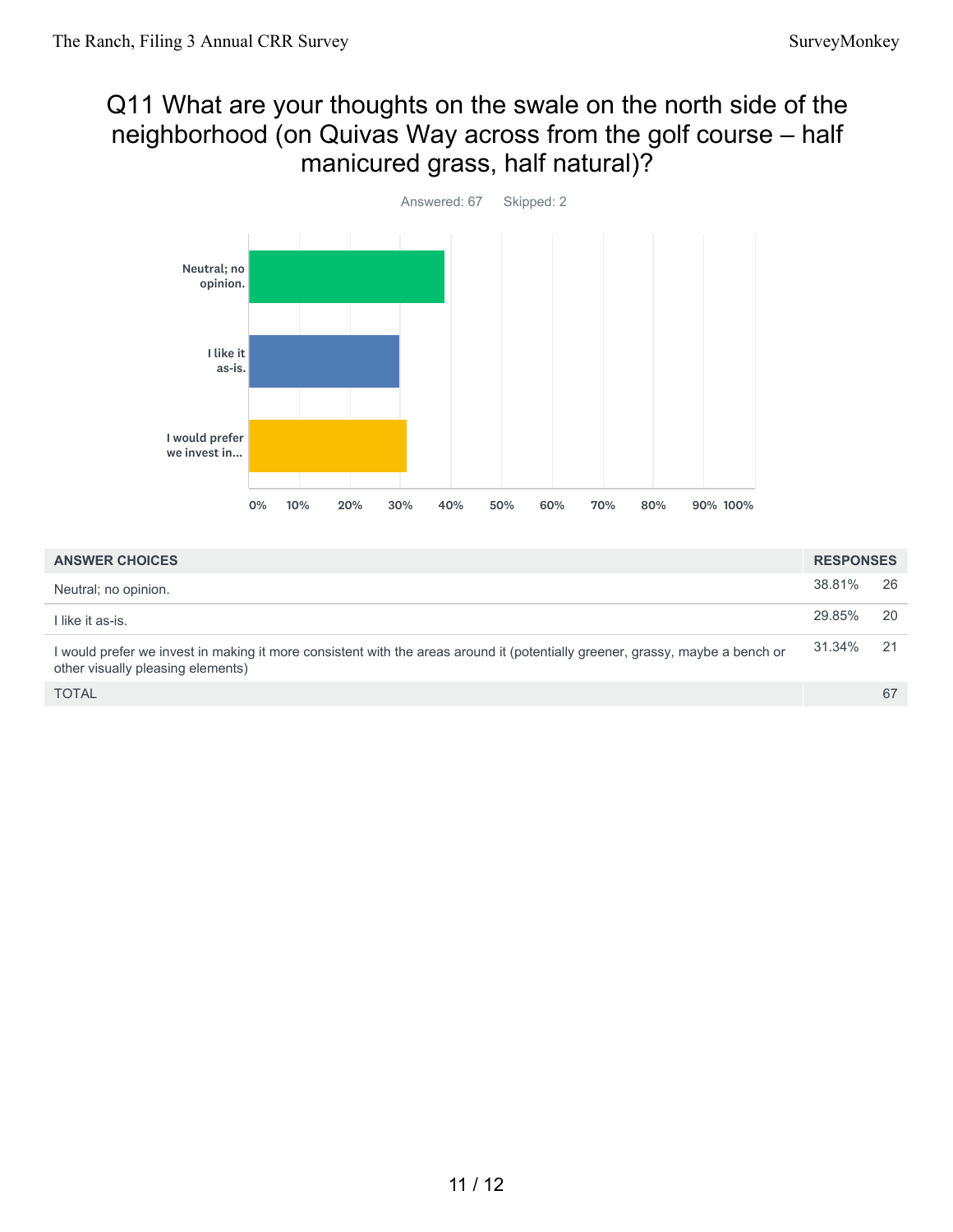## Q11 What are your thoughts on the swale on the north side of the neighborhood (on Quivas Way across from the golf course – half manicured grass, half natural)?

Answered: 67 Skipped: 2

| ANSWER CHOICES | RESPONSES | |
|---|---|---|
| Neutral; no opinion. | 38.81% | 26 |
| I like it as-is. | 29.85% | 20 |
| I would prefer we invest in making it more consistent with the areas around it (potentially greener, grassy, maybe a bench or other visually pleasing elements) | 31.34% | 21 |
| TOTAL | | 67 |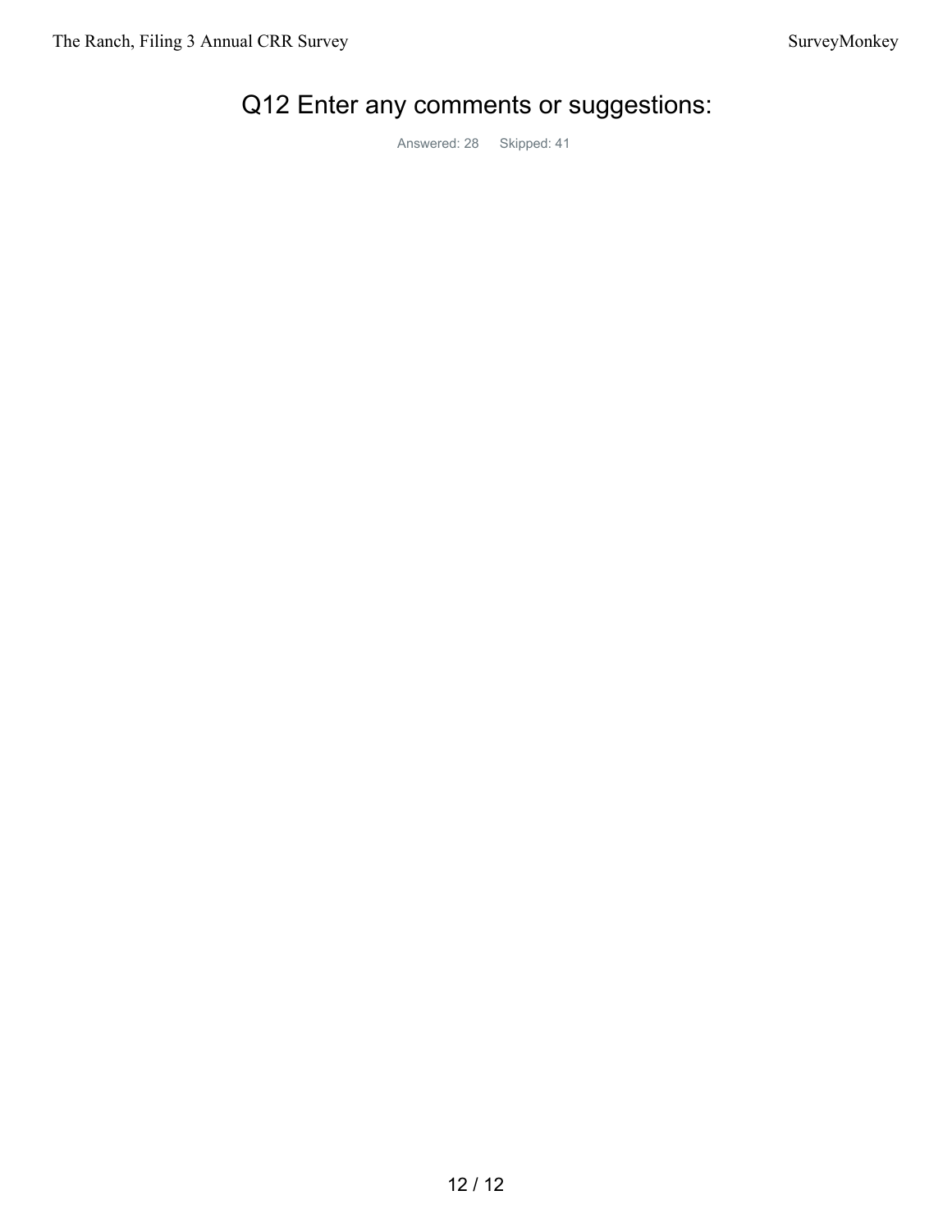# Q12 Enter any comments or suggestions:

Answered: 28 Skipped: 41